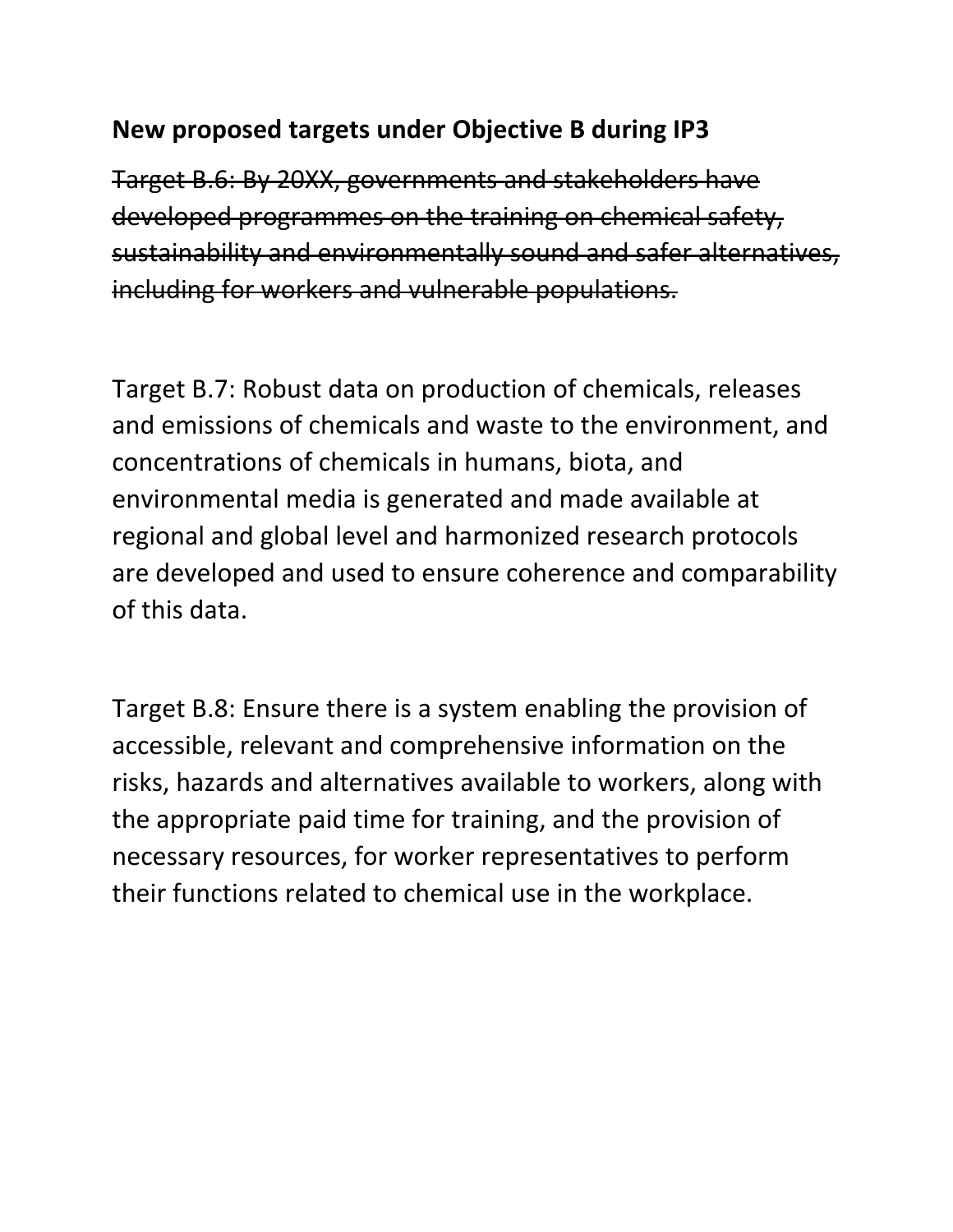**New proposed targets under Objective B during IP3**

~~Target B.6: By 20XX, governments and stakeholders have developed programmes on the training on chemical safety, sustainability and environmentally sound and safer alternatives, including for workers and vulnerable populations.~~

Target B.7: Robust data on production of chemicals, releases and emissions of chemicals and waste to the environment, and concentrations of chemicals in humans, biota, and environmental media is generated and made available at regional and global level and harmonized research protocols are developed and used to ensure coherence and comparability of this data.

Target B.8: Ensure there is a system enabling the provision of accessible, relevant and comprehensive information on the risks, hazards and alternatives available to workers, along with the appropriate paid time for training, and the provision of necessary resources, for worker representatives to perform their functions related to chemical use in the workplace.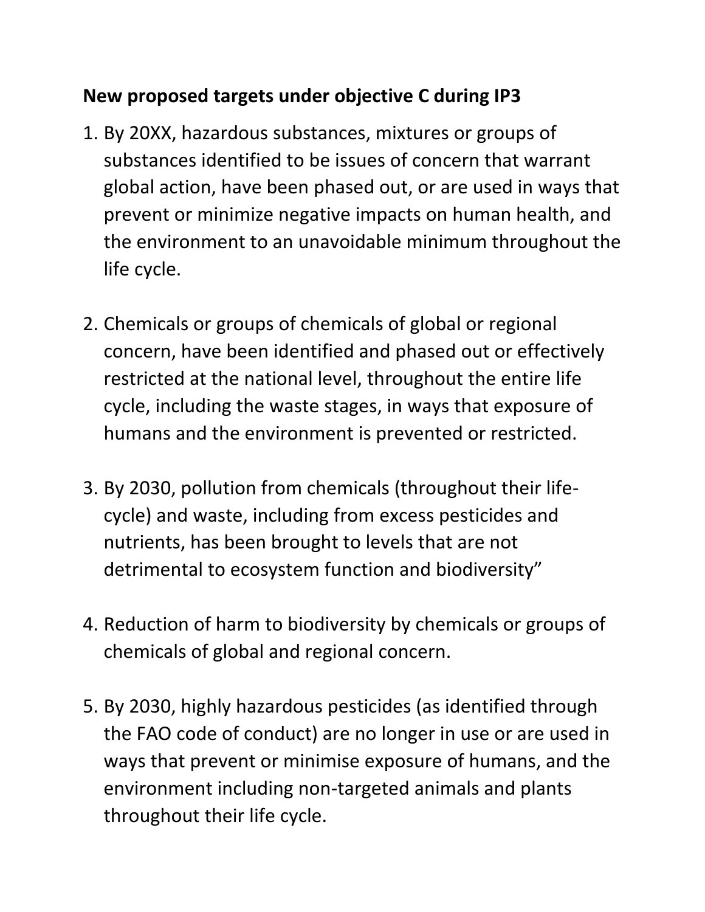**New proposed targets under objective C during IP3**

1. By 20XX, hazardous substances, mixtures or groups of substances identified to be issues of concern that warrant global action, have been phased out, or are used in ways that prevent or minimize negative impacts on human health, and the environment to an unavoidable minimum throughout the life cycle.

2. Chemicals or groups of chemicals of global or regional concern, have been identified and phased out or effectively restricted at the national level, throughout the entire life cycle, including the waste stages, in ways that exposure of humans and the environment is prevented or restricted.

3. By 2030, pollution from chemicals (throughout their life-cycle) and waste, including from excess pesticides and nutrients, has been brought to levels that are not detrimental to ecosystem function and biodiversity"

4. Reduction of harm to biodiversity by chemicals or groups of chemicals of global and regional concern.

5. By 2030, highly hazardous pesticides (as identified through the FAO code of conduct) are no longer in use or are used in ways that prevent or minimise exposure of humans, and the environment including non-targeted animals and plants throughout their life cycle.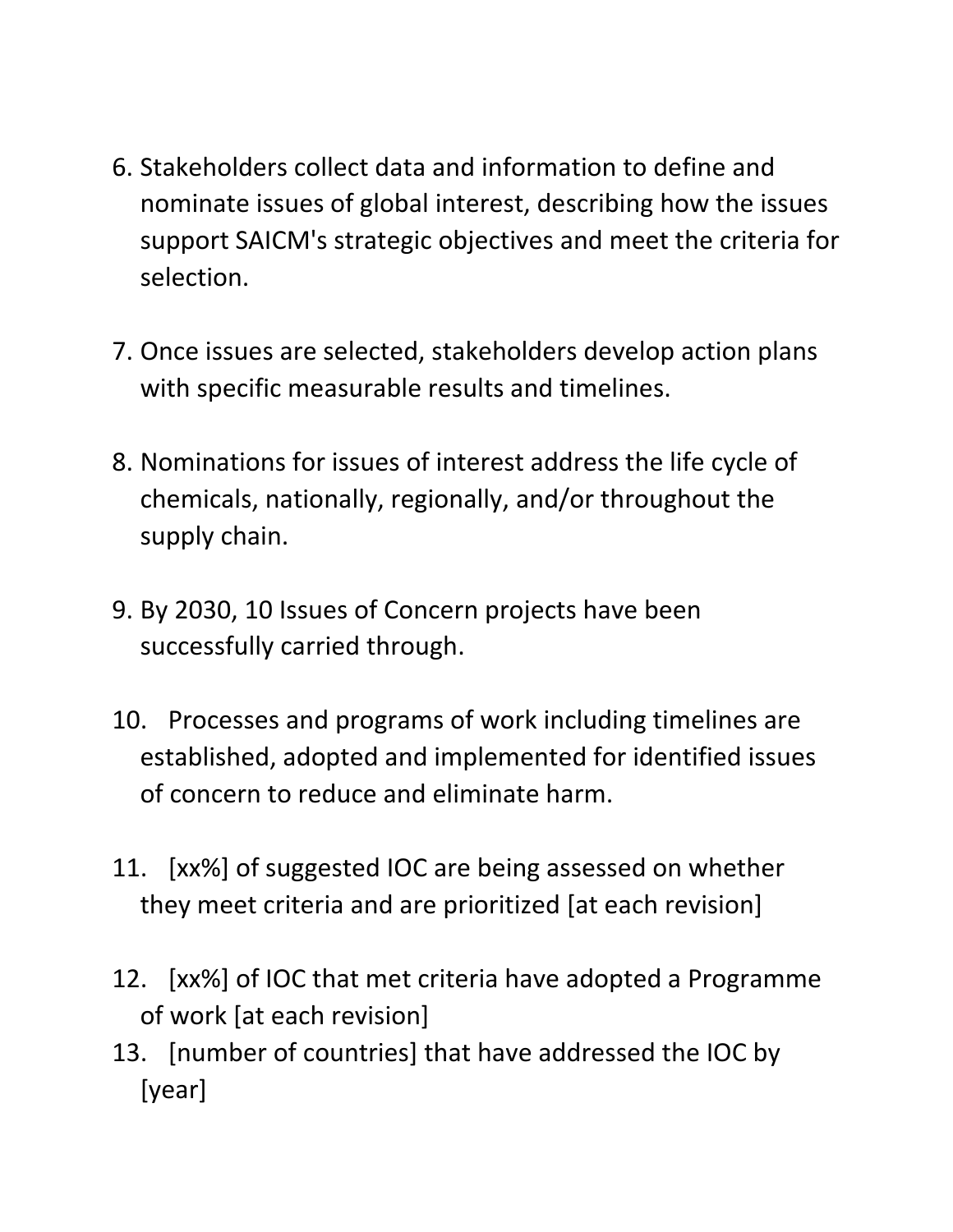6. Stakeholders collect data and information to define and nominate issues of global interest, describing how the issues support SAICM's strategic objectives and meet the criteria for selection.

7. Once issues are selected, stakeholders develop action plans with specific measurable results and timelines.

8. Nominations for issues of interest address the life cycle of chemicals, nationally, regionally, and/or throughout the supply chain.

9. By 2030, 10 Issues of Concern projects have been successfully carried through.

10. Processes and programs of work including timelines are established, adopted and implemented for identified issues of concern to reduce and eliminate harm.

11. [xx%] of suggested IOC are being assessed on whether they meet criteria and are prioritized [at each revision]

12. [xx%] of IOC that met criteria have adopted a Programme of work [at each revision]
13. [number of countries] that have addressed the IOC by [year]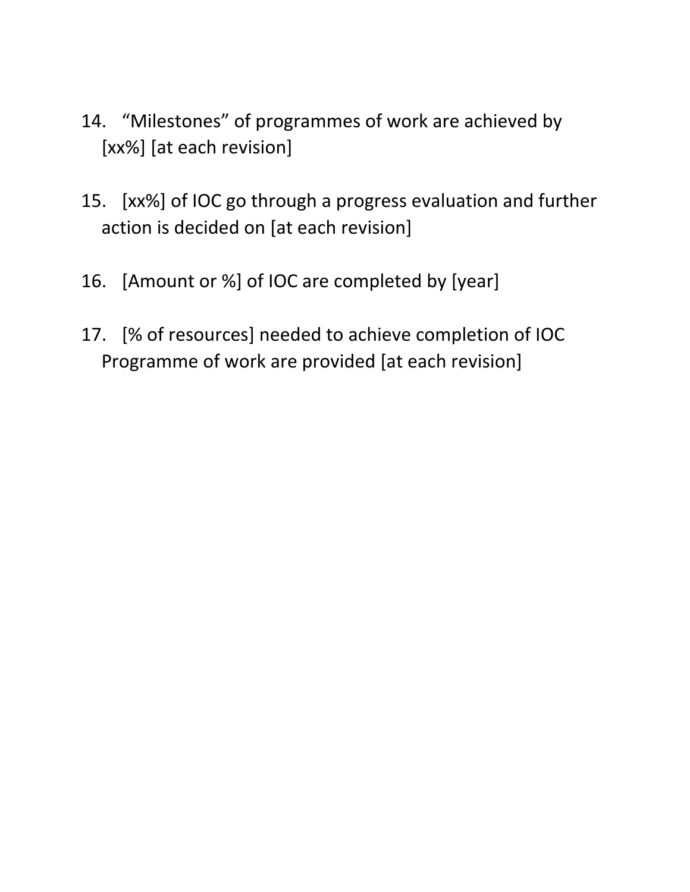14. “Milestones” of programmes of work are achieved by [xx%] [at each revision]

15. [xx%] of IOC go through a progress evaluation and further action is decided on [at each revision]

16. [Amount or %] of IOC are completed by [year]

17. [% of resources] needed to achieve completion of IOC Programme of work are provided [at each revision]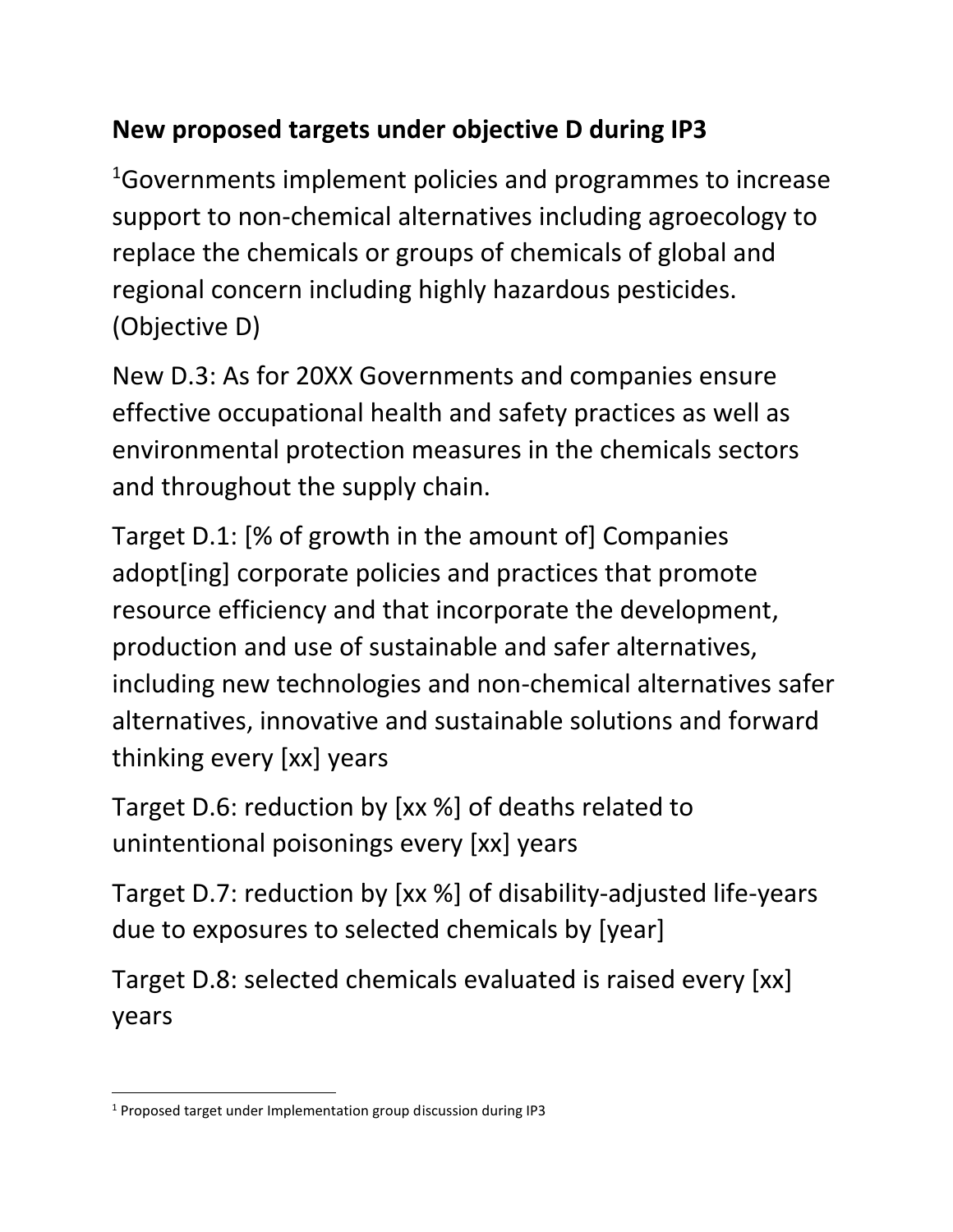## New proposed targets under objective D during IP3

[1]Governments implement policies and programmes to increase support to non-chemical alternatives including agroecology to replace the chemicals or groups of chemicals of global and regional concern including highly hazardous pesticides. (Objective D)

New D.3: As for 20XX Governments and companies ensure effective occupational health and safety practices as well as environmental protection measures in the chemicals sectors and throughout the supply chain.

Target D.1: [% of growth in the amount of] Companies adopt[ing] corporate policies and practices that promote resource efficiency and that incorporate the development, production and use of sustainable and safer alternatives, including new technologies and non-chemical alternatives safer alternatives, innovative and sustainable solutions and forward thinking every [xx] years

Target D.6: reduction by [xx %] of deaths related to unintentional poisonings every [xx] years

Target D.7: reduction by [xx %] of disability-adjusted life-years due to exposures to selected chemicals by [year]

Target D.8: selected chemicals evaluated is raised every [xx] years

[1] Proposed target under Implementation group discussion during IP3